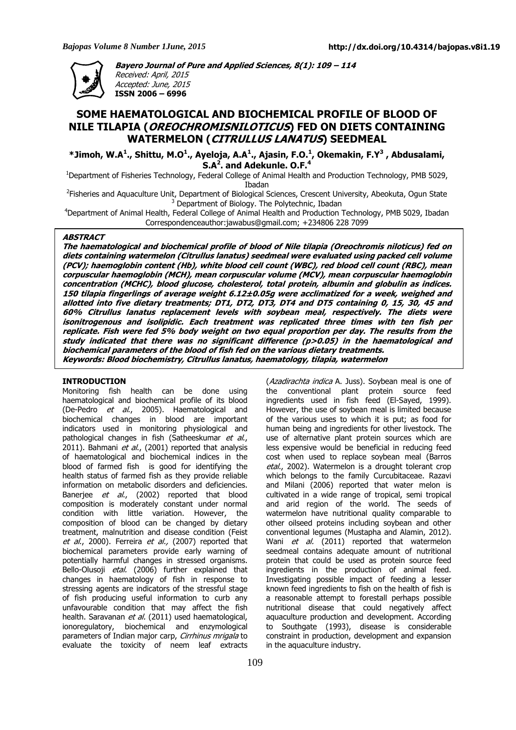**Bayero Journal of Pure and Applied Sciences, 8(1): 109 – 114**
Received: April, 2015
Accepted: June, 2015
**ISSN 2006 – 6996**

# SOME HAEMATOLOGICAL AND BIOCHEMICAL PROFILE OF BLOOD OF NILE TILAPIA (*OREOCHROMISNILOTICUS*) FED ON DIETS CONTAINING WATERMELON (*CITRULLUS LANATUS*) SEEDMEAL

**\*Jimoh, W.A[1]., Shittu, M.O[1]., Ayeloja, A.A[1]., Ajasin, F.O.[1], Okemakin, F.Y[3] , Abdusalami, S.A[2]. and Adekunle. O.F.[4]**

[1]Department of Fisheries Technology, Federal College of Animal Health and Production Technology, PMB 5029, Ibadan

[2]Fisheries and Aquaculture Unit, Department of Biological Sciences, Crescent University, Abeokuta, Ogun State

[3] Department of Biology. The Polytechnic, Ibadan

[4]Department of Animal Health, Federal College of Animal Health and Production Technology, PMB 5029, Ibadan

Correspondenceauthor:jawabus@gmail.com; +234806 228 7099

## ABSTRACT

***The haematological and biochemical profile of blood of Nile tilapia (Oreochromis niloticus) fed on diets containing watermelon (Citrullus lanatus) seedmeal were evaluated using packed cell volume (PCV); haemoglobin content (Hb), white blood cell count (WBC), red blood cell count (RBC), mean corpuscular haemoglobin (MCH), mean corpuscular volume (MCV), mean corpuscular haemoglobin concentration (MCHC), blood glucose, cholesterol, total protein, albumin and globulin as indices. 150 tilapia fingerlings of average weight 6.12±0.05g were acclimatized for a week, weighed and allotted into five dietary treatments; DT1, DT2, DT3, DT4 and DT5 containing 0, 15, 30, 45 and 60% Citrullus lanatus replacement levels with soybean meal, respectively. The diets were isonitrogenous and isolipidic. Each treatment was replicated three times with ten fish per replicate. Fish were fed 5% body weight on two equal proportion per day. The results from the study indicated that there was no significant difference (p>0.05) in the haematological and biochemical parameters of the blood of fish fed on the various dietary treatments.***

***Keywords: Blood biochemistry, Citrullus lanatus, haematology, tilapia, watermelon***

## INTRODUCTION

Monitoring fish health can be done using haematological and biochemical profile of its blood (De-Pedro *et al*., 2005). Haematological and biochemical changes in blood are important indicators used in monitoring physiological and pathological changes in fish (Satheeskumar *et al*., 2011). Bahmani *et al*., (2001) reported that analysis of haematological and biochemical indices in the blood of farmed fish is good for identifying the health status of farmed fish as they provide reliable information on metabolic disorders and deficiencies. Banerjee *et al*., (2002) reported that blood composition is moderately constant under normal condition with little variation. However, the composition of blood can be changed by dietary treatment, malnutrition and disease condition (Feist *et al*., 2000). Ferreira *et al.,* (2007) reported that biochemical parameters provide early warning of potentially harmful changes in stressed organisms. Bello-Olusoji *etal.* (2006) further explained that changes in haematology of fish in response to stressing agents are indicators of the stressful stage of fish producing useful information to curb any unfavourable condition that may affect the fish health. Saravanan *et al.* (2011) used haematological, ionoregulatory, biochemical and enzymological parameters of Indian major carp, *Cirrhinus mrigala* to evaluate the toxicity of neem leaf extracts (*Azadirachta indica* A. Juss). Soybean meal is one of the conventional plant protein source feed ingredients used in fish feed (El-Sayed, 1999). However, the use of soybean meal is limited because of the various uses to which it is put; as food for human being and ingredients for other livestock. The use of alternative plant protein sources which are less expensive would be beneficial in reducing feed cost when used to replace soybean meal (Barros *etal*., 2002). Watermelon is a drought tolerant crop which belongs to the family Curcubitaceae. Razavi and Milani (2006) reported that water melon is cultivated in a wide range of tropical, semi tropical and arid region of the world. The seeds of watermelon have nutritional quality comparable to other oilseed proteins including soybean and other conventional legumes (Mustapha and Alamin, 2012). Wani *et al.* (2011) reported that watermelon seedmeal contains adequate amount of nutritional protein that could be used as protein source feed ingredients in the production of animal feed. Investigating possible impact of feeding a lesser known feed ingredients to fish on the health of fish is a reasonable attempt to forestall perhaps possible nutritional disease that could negatively affect aquaculture production and development. According to Southgate (1993), disease is considerable constraint in production, development and expansion in the aquaculture industry.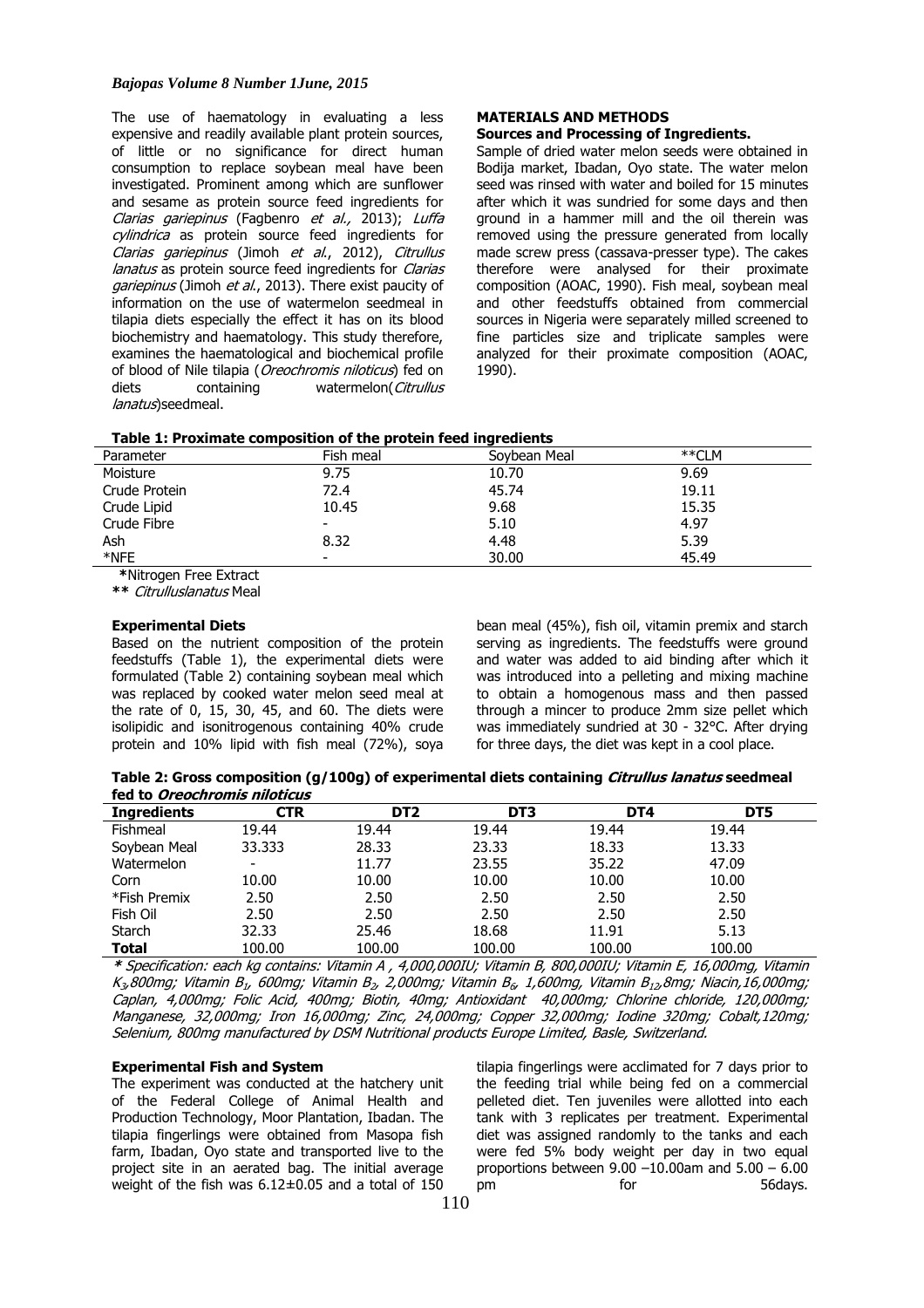The use of haematology in evaluating a less expensive and readily available plant protein sources, of little or no significance for direct human consumption to replace soybean meal have been investigated. Prominent among which are sunflower and sesame as protein source feed ingredients for *Clarias gariepinus* (Fagbenro *et al.,* 2013); *Luffa cylindrica* as protein source feed ingredients for *Clarias gariepinus* (Jimoh *et al*., 2012), *Citrullus lanatus* as protein source feed ingredients for *Clarias gariepinus* (Jimoh *et al*., 2013). There exist paucity of information on the use of watermelon seedmeal in tilapia diets especially the effect it has on its blood biochemistry and haematology. This study therefore, examines the haematological and biochemical profile of blood of Nile tilapia (*Oreochromis niloticus*) fed on diets containing watermelon(*Citrullus lanatus*)seedmeal.

## MATERIALS AND METHODS

### Sources and Processing of Ingredients.

Sample of dried water melon seeds were obtained in Bodija market, Ibadan, Oyo state. The water melon seed was rinsed with water and boiled for 15 minutes after which it was sundried for some days and then ground in a hammer mill and the oil therein was removed using the pressure generated from locally made screw press (cassava-presser type). The cakes therefore were analysed for their proximate composition (AOAC, 1990). Fish meal, soybean meal and other feedstuffs obtained from commercial sources in Nigeria were separately milled screened to fine particles size and triplicate samples were analyzed for their proximate composition (AOAC, 1990).

**Table 1: Proximate composition of the protein feed ingredients**

| Parameter | Fish meal | Soybean Meal | **CLM |
|---|---|---|---|
| Moisture | 9.75 | 10.70 | 9.69 |
| Crude Protein | 72.4 | 45.74 | 19.11 |
| Crude Lipid | 10.45 | 9.68 | 15.35 |
| Crude Fibre | - | 5.10 | 4.97 |
| Ash | 8.32 | 4.48 | 5.39 |
| *NFE | - | 30.00 | 45.49 |

**\***Nitrogen Free Extract

**\*\*** *Citrulluslanatus* Meal

### Experimental Diets

Based on the nutrient composition of the protein feedstuffs (Table 1), the experimental diets were formulated (Table 2) containing soybean meal which was replaced by cooked water melon seed meal at the rate of 0, 15, 30, 45, and 60. The diets were isolipidic and isonitrogenous containing 40% crude protein and 10% lipid with fish meal (72%), soya bean meal (45%), fish oil, vitamin premix and starch serving as ingredients. The feedstuffs were ground and water was added to aid binding after which it was introduced into a pelleting and mixing machine to obtain a homogenous mass and then passed through a mincer to produce 2mm size pellet which was immediately sundried at 30 - 32°C. After drying for three days, the diet was kept in a cool place.

**Table 2: Gross composition (g/100g) of experimental diets containing *Citrullus lanatus* seedmeal fed to *Oreochromis niloticus***

| Ingredients | CTR | DT2 | DT3 | DT4 | DT5 |
|---|---|---|---|---|---|
| Fishmeal | 19.44 | 19.44 | 19.44 | 19.44 | 19.44 |
| Soybean Meal | 33.333 | 28.33 | 23.33 | 18.33 | 13.33 |
| Watermelon | - | 11.77 | 23.55 | 35.22 | 47.09 |
| Corn | 10.00 | 10.00 | 10.00 | 10.00 | 10.00 |
| *Fish Premix | 2.50 | 2.50 | 2.50 | 2.50 | 2.50 |
| Fish Oil | 2.50 | 2.50 | 2.50 | 2.50 | 2.50 |
| Starch | 32.33 | 25.46 | 18.68 | 11.91 | 5.13 |
| **Total** | 100.00 | 100.00 | 100.00 | 100.00 | 100.00 |

***\**** *Specification: each kg contains: Vitamin A , 4,000,000IU; Vitamin B, 800,000IU; Vitamin E, 16,000mg, Vitamin $K_3$,800mg; Vitamin $B_1$, 600mg; Vitamin $B_2$, 2,000mg; Vitamin $B_6$, 1,600mg, Vitamin $B_{12}$,8mg; Niacin,16,000mg; Caplan, 4,000mg; Folic Acid, 400mg; Biotin, 40mg; Antioxidant 40,000mg; Chlorine chloride, 120,000mg; Manganese, 32,000mg; Iron 16,000mg; Zinc, 24,000mg; Copper 32,000mg; Iodine 320mg; Cobalt,120mg; Selenium, 800mg manufactured by DSM Nutritional products Europe Limited, Basle, Switzerland.*

### Experimental Fish and System

The experiment was conducted at the hatchery unit of the Federal College of Animal Health and Production Technology, Moor Plantation, Ibadan. The tilapia fingerlings were obtained from Masopa fish farm, Ibadan, Oyo state and transported live to the project site in an aerated bag. The initial average weight of the fish was 6.12±0.05 and a total of 150 tilapia fingerlings were acclimated for 7 days prior to the feeding trial while being fed on a commercial pelleted diet. Ten juveniles were allotted into each tank with 3 replicates per treatment. Experimental diet was assigned randomly to the tanks and each were fed 5% body weight per day in two equal proportions between 9.00 –10.00am and 5.00 – 6.00 pm for 56days.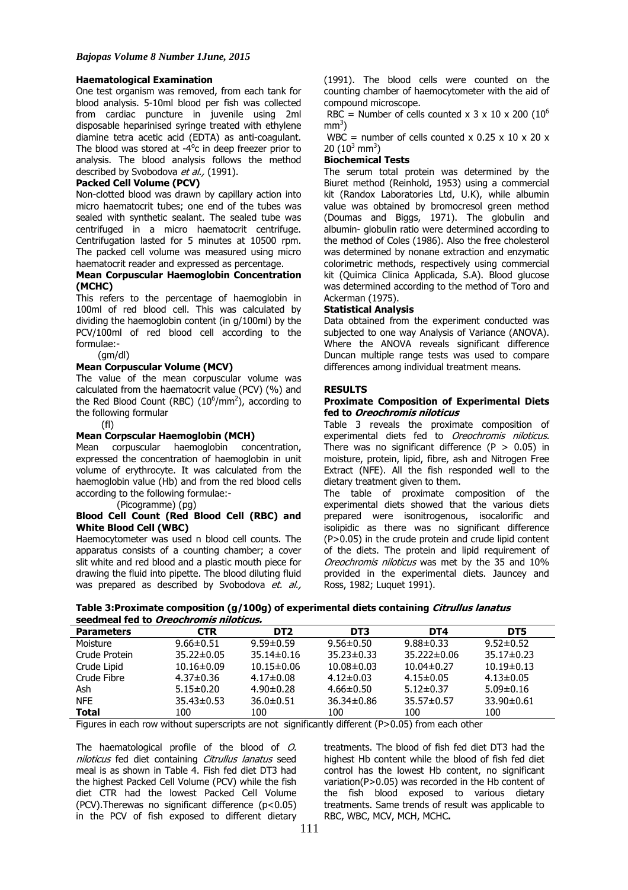### Haematological Examination

One test organism was removed, from each tank for blood analysis. 5-10ml blood per fish was collected from cardiac puncture in juvenile using 2ml disposable heparinised syringe treated with ethylene diamine tetra acetic acid (EDTA) as anti-coagulant. The blood was stored at -4$^o$c in deep freezer prior to analysis. The blood analysis follows the method described by Svobodova *et al.,* (1991).

### Packed Cell Volume (PCV)

Non-clotted blood was drawn by capillary action into micro haematocrit tubes; one end of the tubes was sealed with synthetic sealant. The sealed tube was centrifuged in a micro haematocrit centrifuge. Centrifugation lasted for 5 minutes at 10500 rpm. The packed cell volume was measured using micro haematocrit reader and expressed as percentage.

### Mean Corpuscular Haemoglobin Concentration (MCHC)

This refers to the percentage of haemoglobin in 100ml of red blood cell. This was calculated by dividing the haemoglobin content (in g/100ml) by the PCV/100ml of red blood cell according to the formulae:-

(gm/dl)

### Mean Corpuscular Volume (MCV)

The value of the mean corpuscular volume was calculated from the haematocrit value (PCV) (%) and the Red Blood Count (RBC) ($10^6$/mm$^2$), according to the following formular

(fl)

### Mean Corpscular Haemoglobin (MCH)

Mean corpuscular haemoglobin concentration, expressed the concentration of haemoglobin in unit volume of erythrocyte. It was calculated from the haemoglobin value (Hb) and from the red blood cells according to the following formulae:-

(Picogramme) (pg)

### Blood Cell Count (Red Blood Cell (RBC) and White Blood Cell (WBC)

Haemocytometer was used n blood cell counts. The apparatus consists of a counting chamber; a cover slit white and red blood and a plastic mouth piece for drawing the fluid into pipette. The blood diluting fluid was prepared as described by Svobodova *et. al.,* (1991). The blood cells were counted on the counting chamber of haemocytometer with the aid of compound microscope.

RBC = Number of cells counted x 3 x 10 x 200 ($10^6$ mm$^3$)

WBC = number of cells counted x 0.25 x 10 x 20 x 20 ($10^3$ mm$^3$)

### Biochemical Tests

The serum total protein was determined by the Biuret method (Reinhold, 1953) using a commercial kit (Randox Laboratories Ltd, U.K), while albumin value was obtained by bromocresol green method (Doumas and Biggs, 1971). The globulin and albumin- globulin ratio were determined according to the method of Coles (1986). Also the free cholesterol was determined by nonane extraction and enzymatic colorimetric methods, respectively using commercial kit (Quimica Clinica Applicada, S.A). Blood glucose was determined according to the method of Toro and Ackerman (1975).

### Statistical Analysis

Data obtained from the experiment conducted was subjected to one way Analysis of Variance (ANOVA). Where the ANOVA reveals significant difference Duncan multiple range tests was used to compare differences among individual treatment means.

## RESULTS

### Proximate Composition of Experimental Diets fed to *Oreochromis niloticus*

Table 3 reveals the proximate composition of experimental diets fed to *Oreochromis niloticus*. There was no significant difference ($P > 0.05$) in moisture, protein, lipid, fibre, ash and Nitrogen Free Extract (NFE). All the fish responded well to the dietary treatment given to them.

The table of proximate composition of the experimental diets showed that the various diets prepared were isonitrogenous, isocalorific and isolipidic as there was no significant difference ($P>0.05$) in the crude protein and crude lipid content of the diets. The protein and lipid requirement of *Oreochromis niloticus* was met by the 35 and 10% provided in the experimental diets. Jauncey and Ross, 1982; Luquet 1991).

**Table 3:Proximate composition (g/100g) of experimental diets containing *Citrullus lanatus* seedmeal fed to *Oreochromis niloticus.***

| Parameters | CTR | DT2 | DT3 | DT4 | DT5 |
|---|---|---|---|---|---|
| Moisture | 9.66±0.51 | 9.59±0.59 | 9.56±0.50 | 9.88±0.33 | 9.52±0.52 |
| Crude Protein | 35.22±0.05 | 35.14±0.16 | 35.23±0.33 | 35.222±0.06 | 35.17±0.23 |
| Crude Lipid | 10.16±0.09 | 10.15±0.06 | 10.08±0.03 | 10.04±0.27 | 10.19±0.13 |
| Crude Fibre | 4.37±0.36 | 4.17±0.08 | 4.12±0.03 | 4.15±0.05 | 4.13±0.05 |
| Ash | 5.15±0.20 | 4.90±0.28 | 4.66±0.50 | 5.12±0.37 | 5.09±0.16 |
| NFE | 35.43±0.53 | 36.0±0.51 | 36.34±0.86 | 35.57±0.57 | 33.90±0.61 |
| **Total** | 100 | 100 | 100 | 100 | 100 |

Figures in each row without superscripts are not significantly different (P>0.05) from each other

The haematological profile of the blood of *O. niloticus* fed diet containing *Citrullus lanatus* seed meal is as shown in Table 4. Fish fed diet DT3 had the highest Packed Cell Volume (PCV) while the fish diet CTR had the lowest Packed Cell Volume (PCV).Therewas no significant difference ($p<0.05$) in the PCV of fish exposed to different dietary treatments. The blood of fish fed diet DT3 had the highest Hb content while the blood of fish fed diet control has the lowest Hb content, no significant variation($P>0.05$) was recorded in the Hb content of the fish blood exposed to various dietary treatments. Same trends of result was applicable to RBC, WBC, MCV, MCH, MCHC**.**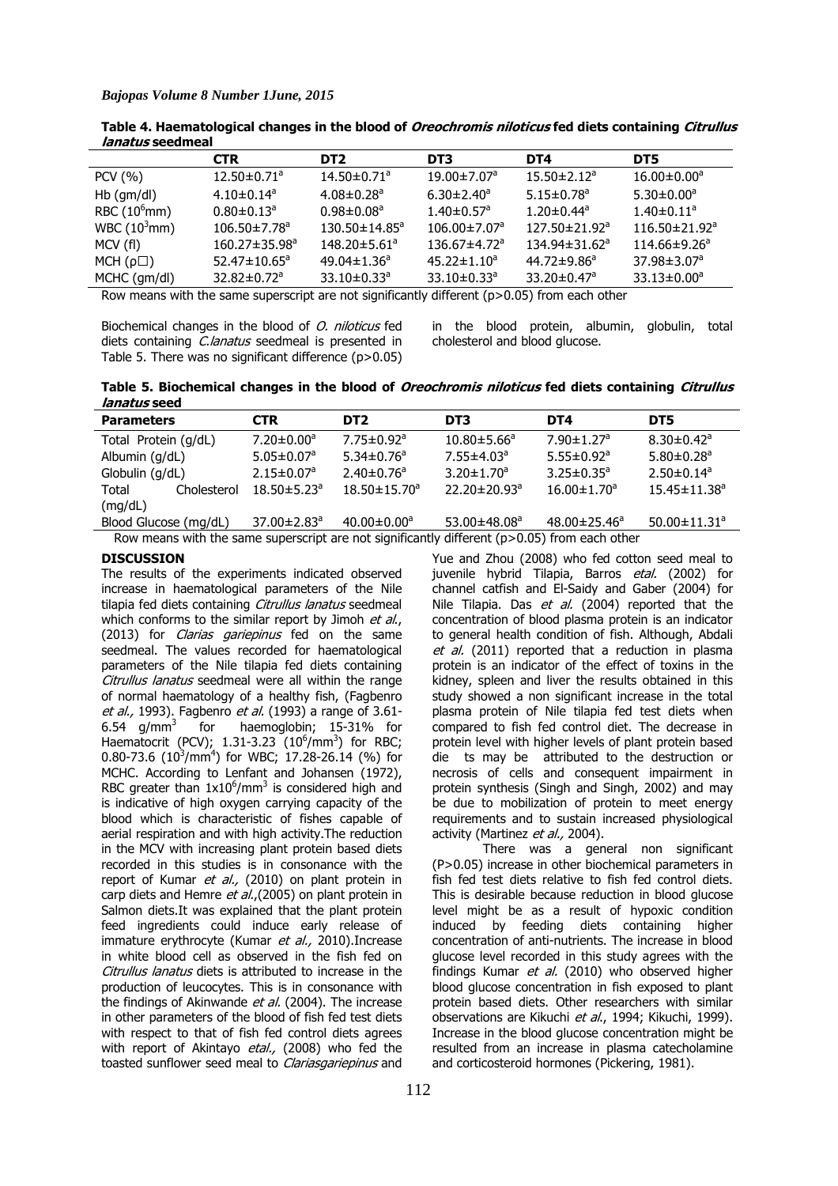**Table 4. Haematological changes in the blood of *Oreochromis niloticus* fed diets containing *Citrullus lanatus* seedmeal**

| | CTR | DT2 | DT3 | DT4 | DT5 |
|---|---|---|---|---|---|
| PCV (%) | 12.50±0.71[a] | 14.50±0.71[a] | 19.00±7.07[a] | 15.50±2.12[a] | 16.00±0.00[a] |
| Hb (gm/dl) | 4.10±0.14[a] | 4.08±0.28[a] | 6.30±2.40[a] | 5.15±0.78[a] | 5.30±0.00[a] |
| RBC ($10^6$mm) | 0.80±0.13[a] | 0.98±0.08[a] | 1.40±0.57[a] | 1.20±0.44[a] | 1.40±0.11[a] |
| WBC ($10^3$mm) | 106.50±7.78[a] | 130.50±14.85[a] | 106.00±7.07[a] | 127.50±21.92[a] | 116.50±21.92[a] |
| MCV (fl) | 160.27±35.98[a] | 148.20±5.61[a] | 136.67±4.72[a] | 134.94±31.62[a] | 114.66±9.26[a] |
| MCH (ρ□) | 52.47±10.65[a] | 49.04±1.36[a] | 45.22±1.10[a] | 44.72±9.86[a] | 37.98±3.07[a] |
| MCHC (gm/dl) | 32.82±0.72[a] | 33.10±0.33[a] | 33.10±0.33[a] | 33.20±0.47[a] | 33.13±0.00[a] |

Row means with the same superscript are not significantly different (p>0.05) from each other

Biochemical changes in the blood of *O. niloticus* fed diets containing *C.lanatus* seedmeal is presented in Table 5. There was no significant difference (p>0.05) in the blood protein, albumin, globulin, total cholesterol and blood glucose.

**Table 5. Biochemical changes in the blood of *Oreochromis niloticus* fed diets containing *Citrullus lanatus* seed**

| Parameters | CTR | DT2 | DT3 | DT4 | DT5 |
|---|---|---|---|---|---|
| Total Protein (g/dL) | 7.20±0.00[a] | 7.75±0.92[a] | 10.80±5.66[a] | 7.90±1.27[a] | 8.30±0.42[a] |
| Albumin (g/dL) | 5.05±0.07[a] | 5.34±0.76[a] | 7.55±4.03[a] | 5.55±0.92[a] | 5.80±0.28[a] |
| Globulin (g/dL) | 2.15±0.07[a] | 2.40±0.76[a] | 3.20±1.70[a] | 3.25±0.35[a] | 2.50±0.14[a] |
| Total Cholesterol (mg/dL) | 18.50±5.23[a] | 18.50±15.70[a] | 22.20±20.93[a] | 16.00±1.70[a] | 15.45±11.38[a] |
| Blood Glucose (mg/dL) | 37.00±2.83[a] | 40.00±0.00[a] | 53.00±48.08[a] | 48.00±25.46[a] | 50.00±11.31[a] |

Row means with the same superscript are not significantly different (p>0.05) from each other

## DISCUSSION

The results of the experiments indicated observed increase in haematological parameters of the Nile tilapia fed diets containing *Citrullus lanatus* seedmeal which conforms to the similar report by Jimoh *et al.*, (2013) for *Clarias gariepinus* fed on the same seedmeal. The values recorded for haematological parameters of the Nile tilapia fed diets containing *Citrullus lanatus* seedmeal were all within the range of normal haematology of a healthy fish, (Fagbenro *et al.,* 1993). Fagbenro *et al.* (1993) a range of 3.61-6.54 g/mm$^3$ for haemoglobin; 15-31% for Haematocrit (PCV); 1.31-3.23 ($10^6$/mm$^3$) for RBC; 0.80-73.6 ($10^3$/mm$^4$) for WBC; 17.28-26.14 (%) for MCHC. According to Lenfant and Johansen (1972), RBC greater than $1x10^6$/mm$^3$ is considered high and is indicative of high oxygen carrying capacity of the blood which is characteristic of fishes capable of aerial respiration and with high activity.The reduction in the MCV with increasing plant protein based diets recorded in this studies is in consonance with the report of Kumar *et al.,* (2010) on plant protein in carp diets and Hemre *et al.*,(2005) on plant protein in Salmon diets.It was explained that the plant protein feed ingredients could induce early release of immature erythrocyte (Kumar *et al.,* 2010).Increase in white blood cell as observed in the fish fed on *Citrullus lanatus* diets is attributed to increase in the production of leucocytes. This is in consonance with the findings of Akinwande *et al.* (2004). The increase in other parameters of the blood of fish fed test diets with respect to that of fish fed control diets agrees with report of Akintayo *etal.,* (2008) who fed the toasted sunflower seed meal to *Clariasgariepinus* and Yue and Zhou (2008) who fed cotton seed meal to juvenile hybrid Tilapia, Barros *etal.* (2002) for channel catfish and El-Saidy and Gaber (2004) for Nile Tilapia. Das *et al.* (2004) reported that the concentration of blood plasma protein is an indicator to general health condition of fish. Although, Abdali *et al.* (2011) reported that a reduction in plasma protein is an indicator of the effect of toxins in the kidney, spleen and liver the results obtained in this study showed a non significant increase in the total plasma protein of Nile tilapia fed test diets when compared to fish fed control diet. The decrease in protein level with higher levels of plant protein based die ts may be attributed to the destruction or necrosis of cells and consequent impairment in protein synthesis (Singh and Singh, 2002) and may be due to mobilization of protein to meet energy requirements and to sustain increased physiological activity (Martinez *et al.,* 2004).

There was a general non significant (P>0.05) increase in other biochemical parameters in fish fed test diets relative to fish fed control diets. This is desirable because reduction in blood glucose level might be as a result of hypoxic condition induced by feeding diets containing higher concentration of anti-nutrients. The increase in blood glucose level recorded in this study agrees with the findings Kumar *et al.* (2010) who observed higher blood glucose concentration in fish exposed to plant protein based diets. Other researchers with similar observations are Kikuchi *et al.*, 1994; Kikuchi, 1999). Increase in the blood glucose concentration might be resulted from an increase in plasma catecholamine and corticosteroid hormones (Pickering, 1981).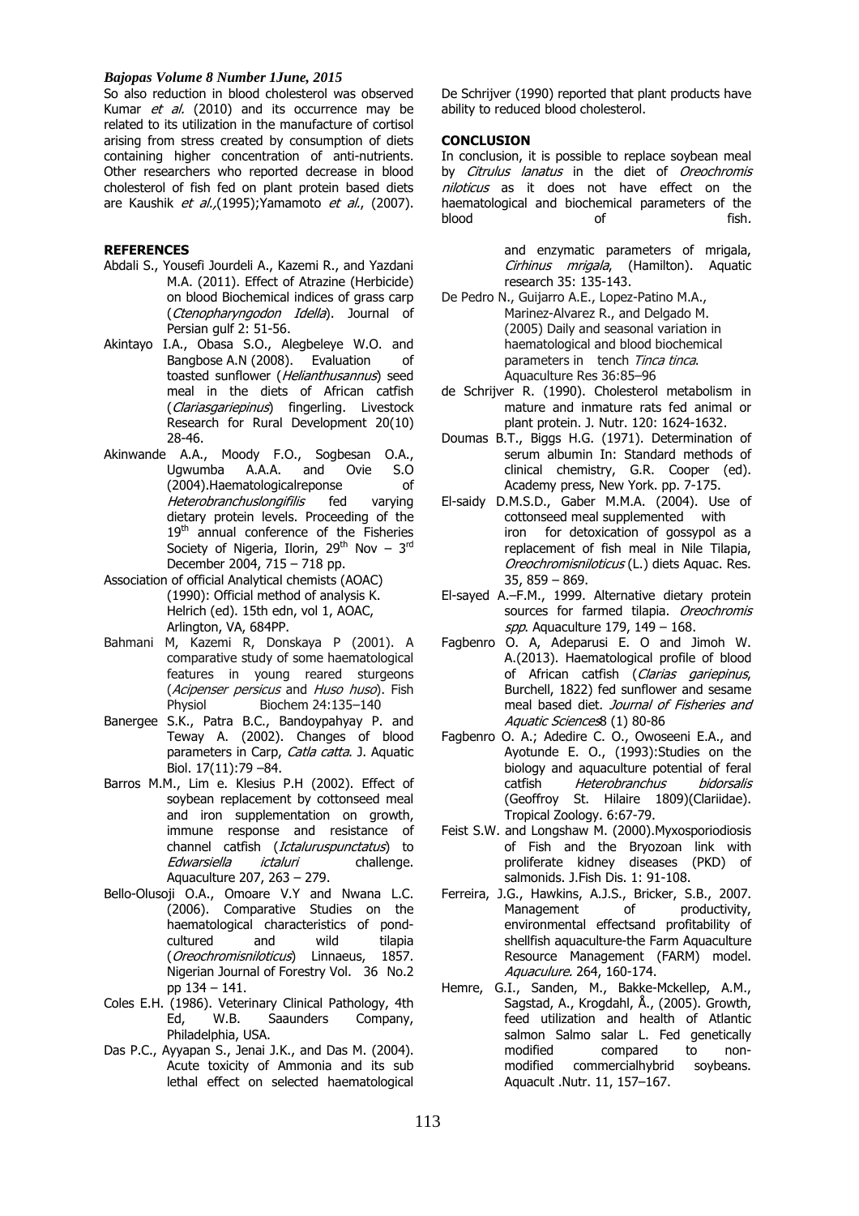So also reduction in blood cholesterol was observed Kumar *et al.* (2010) and its occurrence may be related to its utilization in the manufacture of cortisol arising from stress created by consumption of diets containing higher concentration of anti-nutrients. Other researchers who reported decrease in blood cholesterol of fish fed on plant protein based diets are Kaushik *et al.,*(1995);Yamamoto *et al.*, (2007). De Schrijver (1990) reported that plant products have ability to reduced blood cholesterol.

**CONCLUSION**

In conclusion, it is possible to replace soybean meal by *Citrulus lanatus* in the diet of *Oreochromis niloticus* as it does not have effect on the haematological and biochemical parameters of the blood of fish.

**REFERENCES**

Abdali S., Yousefi Jourdeli A., Kazemi R., and Yazdani M.A. (2011). Effect of Atrazine (Herbicide) on blood Biochemical indices of grass carp (*Ctenopharyngodon Idella*). Journal of Persian gulf 2: 51-56.

Akintayo I.A., Obasa S.O., Alegbeleye W.O. and Bangbose A.N (2008). Evaluation of toasted sunflower (*Helianthusannus*) seed meal in the diets of African catfish (*Clariasgariepinus*) fingerling. Livestock Research for Rural Development 20(10) 28-46.

Akinwande A.A., Moody F.O., Sogbesan O.A., Ugwumba A.A.A. and Ovie S.O (2004).Haematologicalreponse of *Heterobranchuslongifilis* fed varying dietary protein levels. Proceeding of the 19th annual conference of the Fisheries Society of Nigeria, Ilorin, 29th Nov – 3rd December 2004, 715 – 718 pp.

Association of official Analytical chemists (AOAC) (1990): Official method of analysis K. Helrich (ed). 15th edn, vol 1, AOAC, Arlington, VA, 684PP.

Bahmani M, Kazemi R, Donskaya P (2001). A comparative study of some haematological features in young reared sturgeons (*Acipenser persicus* and *Huso huso*). Fish Physiol Biochem 24:135–140

Banergee S.K., Patra B.C., Bandoypahyay P. and Teway A. (2002). Changes of blood parameters in Carp, *Catla catta*. J. Aquatic Biol. 17(11):79 –84.

Barros M.M., Lim e. Klesius P.H (2002). Effect of soybean replacement by cottonseed meal and iron supplementation on growth, immune response and resistance of channel catfish (*Ictaluruspunctatus*) to *Edwarsiella ictaluri* challenge. Aquaculture 207, 263 – 279.

Bello-Olusoji O.A., Omoare V.Y and Nwana L.C. (2006). Comparative Studies on the haematological characteristics of pond-cultured and wild tilapia (*Oreochromisniloticus*) Linnaeus, 1857. Nigerian Journal of Forestry Vol. 36 No.2 pp 134 – 141.

Coles E.H. (1986). Veterinary Clinical Pathology, 4th Ed, W.B. Saaunders Company, Philadelphia, USA.

Das P.C., Ayyapan S., Jenai J.K., and Das M. (2004). Acute toxicity of Ammonia and its sub lethal effect on selected haematological and enzymatic parameters of mrigala, *Cirhinus mrigala*, (Hamilton). Aquatic research 35: 135-143.

De Pedro N., Guijarro A.E., Lopez-Patino M.A., Marinez-Alvarez R., and Delgado M. (2005) Daily and seasonal variation in haematological and blood biochemical parameters in tench *Tinca tinca*. Aquaculture Res 36:85–96

de Schrijver R. (1990). Cholesterol metabolism in mature and inmature rats fed animal or plant protein. J. Nutr. 120: 1624-1632.

Doumas B.T., Biggs H.G. (1971). Determination of serum albumin In: Standard methods of clinical chemistry, G.R. Cooper (ed). Academy press, New York. pp. 7-175.

El-saidy D.M.S.D., Gaber M.M.A. (2004). Use of cottonseed meal supplemented with iron for detoxication of gossypol as a replacement of fish meal in Nile Tilapia, *Oreochromisniloticus* (L.) diets Aquac. Res. 35, 859 – 869.

El-sayed A.–F.M., 1999. Alternative dietary protein sources for farmed tilapia. *Oreochromis spp*. Aquaculture 179, 149 – 168.

Fagbenro O. A, Adeparusi E. O and Jimoh W. A.(2013). Haematological profile of blood of African catfish (*Clarias gariepinus*, Burchell, 1822) fed sunflower and sesame meal based diet. *Journal of Fisheries and Aquatic Sciences*8 (1) 80-86

Fagbenro O. A.; Adedire C. O., Owoseeni E.A., and Ayotunde E. O., (1993):Studies on the biology and aquaculture potential of feral catfish *Heterobranchus bidorsalis* (Geoffroy St. Hilaire 1809)(Clariidae). Tropical Zoology. 6:67-79.

Feist S.W. and Longshaw M. (2000).Myxosporiodiosis of Fish and the Bryozoan link with proliferate kidney diseases (PKD) of salmonids. J.Fish Dis. 1: 91-108.

Ferreira, J.G., Hawkins, A.J.S., Bricker, S.B., 2007. Management of productivity, environmental effectsand profitability of shellfish aquaculture-the Farm Aquaculture Resource Management (FARM) model. *Aquaculure.* 264, 160-174.

Hemre, G.I., Sanden, M., Bakke-Mckellep, A.M., Sagstad, A., Krogdahl, Å., (2005). Growth, feed utilization and health of Atlantic salmon Salmo salar L. Fed genetically modified compared to non-modified commercialhybrid soybeans. Aquacult .Nutr. 11, 157–167.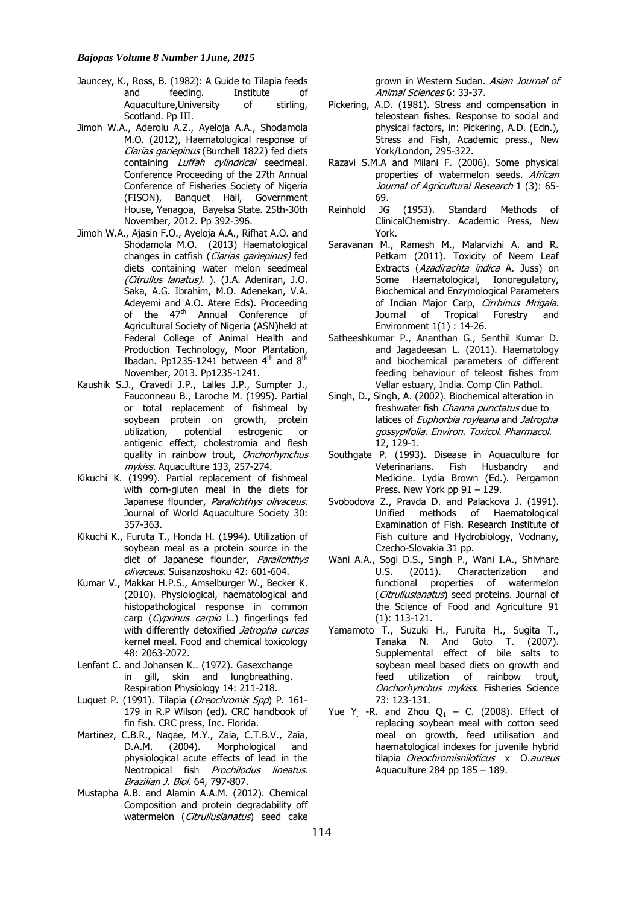- Jauncey, K., Ross, B. (1982): A Guide to Tilapia feeds and feeding. Institute of Aquaculture,University of stirling, Scotland. Pp III.
- Jimoh W.A., Aderolu A.Z., Ayeloja A.A., Shodamola M.O. (2012), Haematological response of *Clarias gariepinus* (Burchell 1822) fed diets containing *Luffah cylindrical* seedmeal. Conference Proceeding of the 27th Annual Conference of Fisheries Society of Nigeria (FISON), Banquet Hall, Government House, Yenagoa, Bayelsa State. 25th-30th November, 2012. Pp 392-396.
- Jimoh W.A., Ajasin F.O., Ayeloja A.A., Rifhat A.O. and Shodamola M.O. (2013) Haematological changes in catfish (*Clarias gariepinus)* fed diets containing water melon seedmeal *(Citrullus lanatus).* ). (J.A. Adeniran, J.O. Saka, A.G. Ibrahim, M.O. Adenekan, V.A. Adeyemi and A.O. Atere Eds). Proceeding of the 47th Annual Conference of Agricultural Society of Nigeria (ASN)held at Federal College of Animal Health and Production Technology, Moor Plantation, Ibadan. Pp1235-1241 between 4th and 8th November, 2013. Pp1235-1241.
- Kaushik S.J., Cravedi J.P., Lalles J.P., Sumpter J., Fauconneau B., Laroche M. (1995). Partial or total replacement of fishmeal by soybean protein on growth, protein utilization, potential estrogenic or antigenic effect, cholestromia and flesh quality in rainbow trout, *Onchorhynchus mykiss.* Aquaculture 133, 257-274.
- Kikuchi K. (1999). Partial replacement of fishmeal with corn-gluten meal in the diets for Japanese flounder, *Paralichthys olivaceus.* Journal of World Aquaculture Society 30: 357-363.
- Kikuchi K., Furuta T., Honda H. (1994). Utilization of soybean meal as a protein source in the diet of Japanese flounder, *Paralichthys olivaceus.* Suisanzoshoku 42: 601-604.
- Kumar V., Makkar H.P.S., Amselburger W., Becker K. (2010). Physiological, haematological and histopathological response in common carp (*Cyprinus carpio* L.) fingerlings fed with differently detoxified *Jatropha curcas* kernel meal. Food and chemical toxicology 48: 2063-2072.
- Lenfant C. and Johansen K.. (1972). Gasexchange in gill, skin and lungbreathing. Respiration Physiology 14: 211-218.
- Luquet P. (1991). Tilapia (*Oreochromis Spp*) P. 161-179 in R.P Wilson (ed). CRC handbook of fin fish. CRC press, Inc. Florida.
- Martinez, C.B.R., Nagae, M.Y., Zaia, C.T.B.V., Zaia, D.A.M. (2004). Morphological and physiological acute effects of lead in the Neotropical fish *Prochilodus lineatus. Brazilian J. Biol.* 64, 797-807.
- Mustapha A.B. and Alamin A.A.M. (2012). Chemical Composition and protein degradability off watermelon (*Citrulluslanatus*) seed cake grown in Western Sudan. *Asian Journal of Animal Sciences* 6: 33-37.
- Pickering, A.D. (1981). Stress and compensation in teleostean fishes. Response to social and physical factors, in: Pickering, A.D. (Edn.), Stress and Fish, Academic press., New York/London, 295-322.
- Razavi S.M.A and Milani F. (2006). Some physical properties of watermelon seeds. *African Journal of Agricultural Research* 1 (3): 65-69.
- Reinhold JG (1953). Standard Methods of ClinicalChemistry. Academic Press, New York.
- Saravanan M., Ramesh M., Malarvizhi A. and R. Petkam (2011). Toxicity of Neem Leaf Extracts (*Azadirachta indica* A. Juss) on Some Haematological, Ionoregulatory, Biochemical and Enzymological Parameters of Indian Major Carp, *Cirrhinus Mrigala.* Journal of Tropical Forestry and Environment 1(1) : 14-26.
- Satheeshkumar P., Ananthan G., Senthil Kumar D. and Jagadeesan L. (2011). Haematology and biochemical parameters of different feeding behaviour of teleost fishes from Vellar estuary, India. Comp Clin Pathol.
- Singh, D., Singh, A. (2002). Biochemical alteration in freshwater fish *Channa punctatus* due to latices of *Euphorbia royleana* and *Jatropha gossypifolia. Environ. Toxicol. Pharmacol.* 12, 129-1.
- Southgate P. (1993). Disease in Aquaculture for Veterinarians. Fish Husbandry and Medicine. Lydia Brown (Ed.). Pergamon Press. New York pp 91 – 129.
- Svobodova Z., Pravda D. and Palackova J. (1991). Unified methods of Haematological Examination of Fish. Research Institute of Fish culture and Hydrobiology, Vodnany, Czecho-Slovakia 31 pp.
- Wani A.A., Sogi D.S., Singh P., Wani I.A., Shivhare U.S. (2011). Characterization and functional properties of watermelon (*Citrulluslanatus*) seed proteins. Journal of the Science of Food and Agriculture 91 (1): 113-121.
- Yamamoto T., Suzuki H., Furuita H., Sugita T., Tanaka N. And Goto T. (2007). Supplemental effect of bile salts to soybean meal based diets on growth and feed utilization of rainbow trout, *Onchorhynchus mykiss.* Fisheries Science 73: 123-131.
- Yue Y, -R. and Zhou $Q_1$ – C. (2008). Effect of replacing soybean meal with cotton seed meal on growth, feed utilisation and haematological indexes for juvenile hybrid tilapia *Oreochromisniloticus* x *O.aureus* Aquaculture 284 pp 185 – 189.